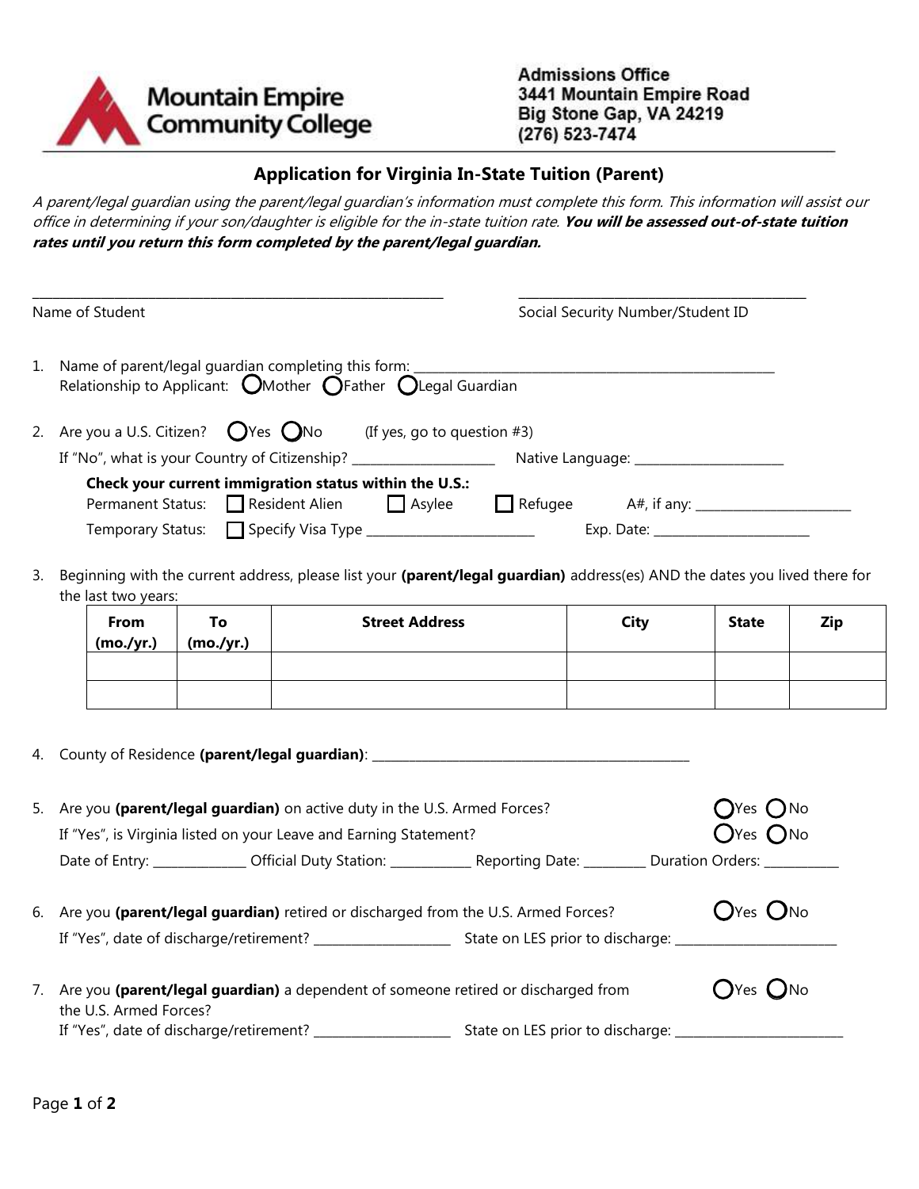Mountain Empire Community College

**Admissions Office**
**3441 Mountain Empire Road**
**Big Stone Gap, VA 24219**
**(276) 523-7474**

## Application for Virginia In-State Tuition (Parent)

*A parent/legal guardian using the parent/legal guardian's information must complete this form. This information will assist our office in determining if your son/daughter is eligible for the in-state tuition rate.* ***You will be assessed out-of-state tuition rates until you return this form completed by the parent/legal guardian.***

\_\_\_\_\_\_\_\_\_\_\_\_\_\_\_\_\_\_\_\_\_\_\_\_\_\_\_\_\_\_\_\_\_\_\_\_\_\_\_\_ Name of Student

\_\_\_\_\_\_\_\_\_\_\_\_\_\_\_\_\_\_\_\_\_\_\_\_\_\_\_\_\_\_ Social Security Number/Student ID

1. Name of parent/legal guardian completing this form: \_\_\_\_\_\_\_\_\_\_\_\_\_\_\_\_\_\_\_\_\_\_\_\_\_\_\_\_\_\_\_\_\_\_\_\_\_\_\_\_
   Relationship to Applicant: ○ Mother ○ Father ○ Legal Guardian

2. Are you a U.S. Citizen? ○ Yes ○ No (If yes, go to question #3)
   If "No", what is your Country of Citizenship? \_\_\_\_\_\_\_\_\_\_\_\_\_\_\_\_\_\_ Native Language: \_\_\_\_\_\_\_\_\_\_\_\_\_\_\_\_\_\_

   **Check your current immigration status within the U.S.:**
   Permanent Status: ☐ Resident Alien ☐ Asylee ☐ Refugee A#, if any: \_\_\_\_\_\_\_\_\_\_\_\_\_\_\_\_\_\_
   Temporary Status: ☐ Specify Visa Type \_\_\_\_\_\_\_\_\_\_\_\_\_\_\_\_\_\_\_\_ Exp. Date: \_\_\_\_\_\_\_\_\_\_\_\_\_\_\_\_\_\_

3. Beginning with the current address, please list your **(parent/legal guardian)** address(es) AND the dates you lived there for the last two years:

| From (mo./yr.) | To (mo./yr.) | Street Address | City | State | Zip |
|---|---|---|---|---|---|
| | | | | | |
| | | | | | |

4. County of Residence **(parent/legal guardian)**: \_\_\_\_\_\_\_\_\_\_\_\_\_\_\_\_\_\_\_\_\_\_\_\_\_\_\_\_\_\_\_\_\_\_\_\_\_\_\_\_

5. Are you **(parent/legal guardian)** on active duty in the U.S. Armed Forces? ○ Yes ○ No
   If "Yes", is Virginia listed on your Leave and Earning Statement? ○ Yes ○ No
   Date of Entry: \_\_\_\_\_\_\_\_\_\_\_\_ Official Duty Station: \_\_\_\_\_\_\_\_\_\_\_ Reporting Date: \_\_\_\_\_\_\_\_ Duration Orders: \_\_\_\_\_\_\_\_\_\_

6. Are you **(parent/legal guardian)** retired or discharged from the U.S. Armed Forces? ○ Yes ○ No
   If "Yes", date of discharge/retirement? \_\_\_\_\_\_\_\_\_\_\_\_\_\_\_\_\_\_ State on LES prior to discharge: \_\_\_\_\_\_\_\_\_\_\_\_\_\_\_\_\_\_

7. Are you **(parent/legal guardian)** a dependent of someone retired or discharged from the U.S. Armed Forces? ○ Yes ○ No
   If "Yes", date of discharge/retirement? \_\_\_\_\_\_\_\_\_\_\_\_\_\_\_\_\_\_ State on LES prior to discharge: \_\_\_\_\_\_\_\_\_\_\_\_\_\_\_\_\_\_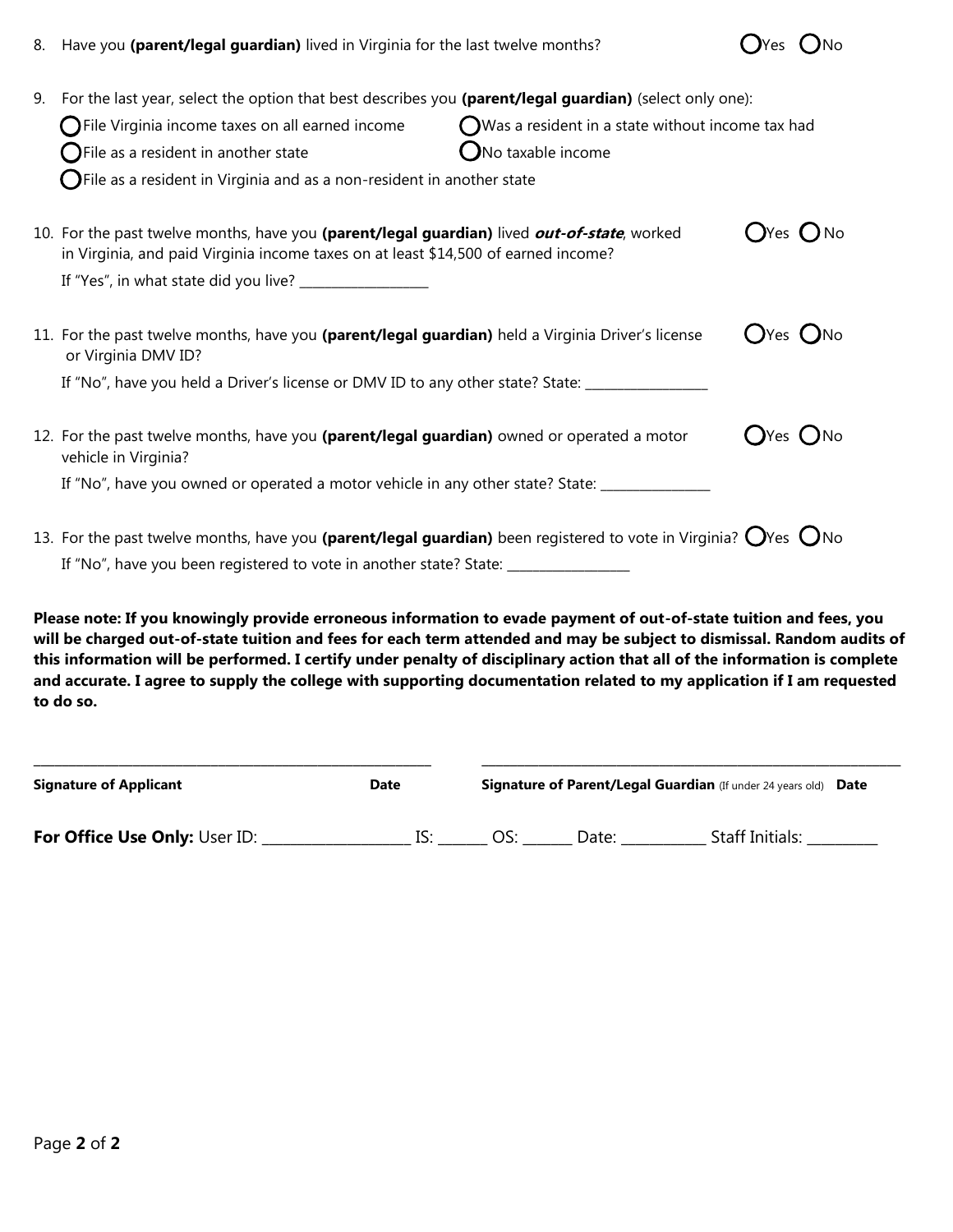8. Have you **(parent/legal guardian)** lived in Virginia for the last twelve months? ◯Yes ◯No

9. For the last year, select the option that best describes you **(parent/legal guardian)** (select only one):

   ◯File Virginia income taxes on all earned income
   ◯Was a resident in a state without income tax had
   ◯File as a resident in another state
   ◯No taxable income
   ◯File as a resident in Virginia and as a non-resident in another state

10. For the past twelve months, have you **(parent/legal guardian)** lived ***out-of-state***, worked in Virginia, and paid Virginia income taxes on at least $14,500 of earned income? ◯Yes ◯No

    If "Yes", in what state did you live? ___________________

11. For the past twelve months, have you **(parent/legal guardian)** held a Virginia Driver's license or Virginia DMV ID? ◯Yes ◯No

    If "No", have you held a Driver's license or DMV ID to any other state? State: ___________________

12. For the past twelve months, have you **(parent/legal guardian)** owned or operated a motor vehicle in Virginia? ◯Yes ◯No

    If "No", have you owned or operated a motor vehicle in any other state? State: _________________

13. For the past twelve months, have you **(parent/legal guardian)** been registered to vote in Virginia? ◯Yes ◯No

    If "No", have you been registered to vote in another state? State: ___________________

**Please note: If you knowingly provide erroneous information to evade payment of out-of-state tuition and fees, you will be charged out-of-state tuition and fees for each term attended and may be subject to dismissal. Random audits of this information will be performed. I certify under penalty of disciplinary action that all of the information is complete and accurate. I agree to supply the college with supporting documentation related to my application if I am requested to do so.**

_______________________________________________ _______________________________________________

**Signature of Applicant** **Date** **Signature of Parent/Legal Guardian** (If under 24 years old) **Date**

**For Office Use Only:** User ID: _____________________ IS: _______ OS: _______ Date: ____________ Staff Initials: __________